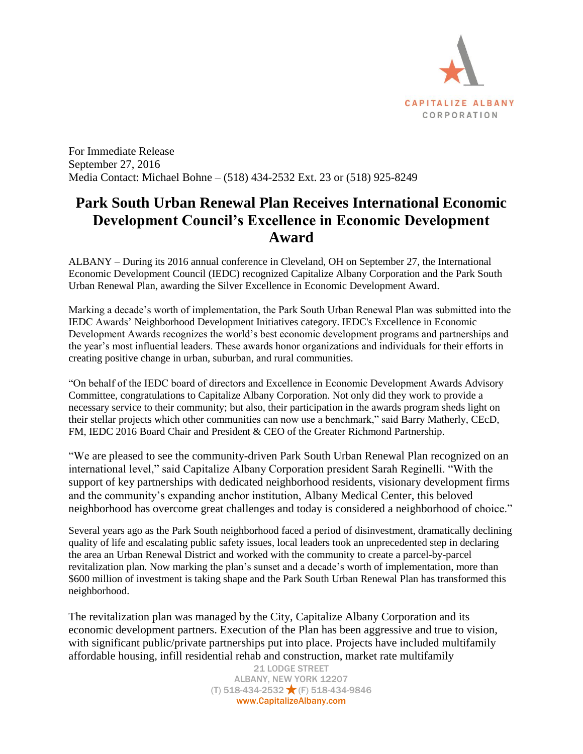CAPITALIZE ALBANY CORPORATION

For Immediate Release
September 27, 2016
Media Contact: Michael Bohne – (518) 434-2532 Ext. 23 or (518) 925-8249

# Park South Urban Renewal Plan Receives International Economic Development Council's Excellence in Economic Development Award

ALBANY – During its 2016 annual conference in Cleveland, OH on September 27, the International Economic Development Council (IEDC) recognized Capitalize Albany Corporation and the Park South Urban Renewal Plan, awarding the Silver Excellence in Economic Development Award.

Marking a decade's worth of implementation, the Park South Urban Renewal Plan was submitted into the IEDC Awards' Neighborhood Development Initiatives category. IEDC's Excellence in Economic Development Awards recognizes the world's best economic development programs and partnerships and the year's most influential leaders. These awards honor organizations and individuals for their efforts in creating positive change in urban, suburban, and rural communities.

"On behalf of the IEDC board of directors and Excellence in Economic Development Awards Advisory Committee, congratulations to Capitalize Albany Corporation. Not only did they work to provide a necessary service to their community; but also, their participation in the awards program sheds light on their stellar projects which other communities can now use a benchmark," said Barry Matherly, CEcD, FM, IEDC 2016 Board Chair and President & CEO of the Greater Richmond Partnership.

"We are pleased to see the community-driven Park South Urban Renewal Plan recognized on an international level," said Capitalize Albany Corporation president Sarah Reginelli. "With the support of key partnerships with dedicated neighborhood residents, visionary development firms and the community's expanding anchor institution, Albany Medical Center, this beloved neighborhood has overcome great challenges and today is considered a neighborhood of choice."

Several years ago as the Park South neighborhood faced a period of disinvestment, dramatically declining quality of life and escalating public safety issues, local leaders took an unprecedented step in declaring the area an Urban Renewal District and worked with the community to create a parcel-by-parcel revitalization plan. Now marking the plan's sunset and a decade's worth of implementation, more than $600 million of investment is taking shape and the Park South Urban Renewal Plan has transformed this neighborhood.

The revitalization plan was managed by the City, Capitalize Albany Corporation and its economic development partners. Execution of the Plan has been aggressive and true to vision, with significant public/private partnerships put into place. Projects have included multifamily affordable housing, infill residential rehab and construction, market rate multifamily

21 LODGE STREET
ALBANY, NEW YORK 12207
(T) 518-434-2532 ★ (F) 518-434-9846
www.CapitalizeAlbany.com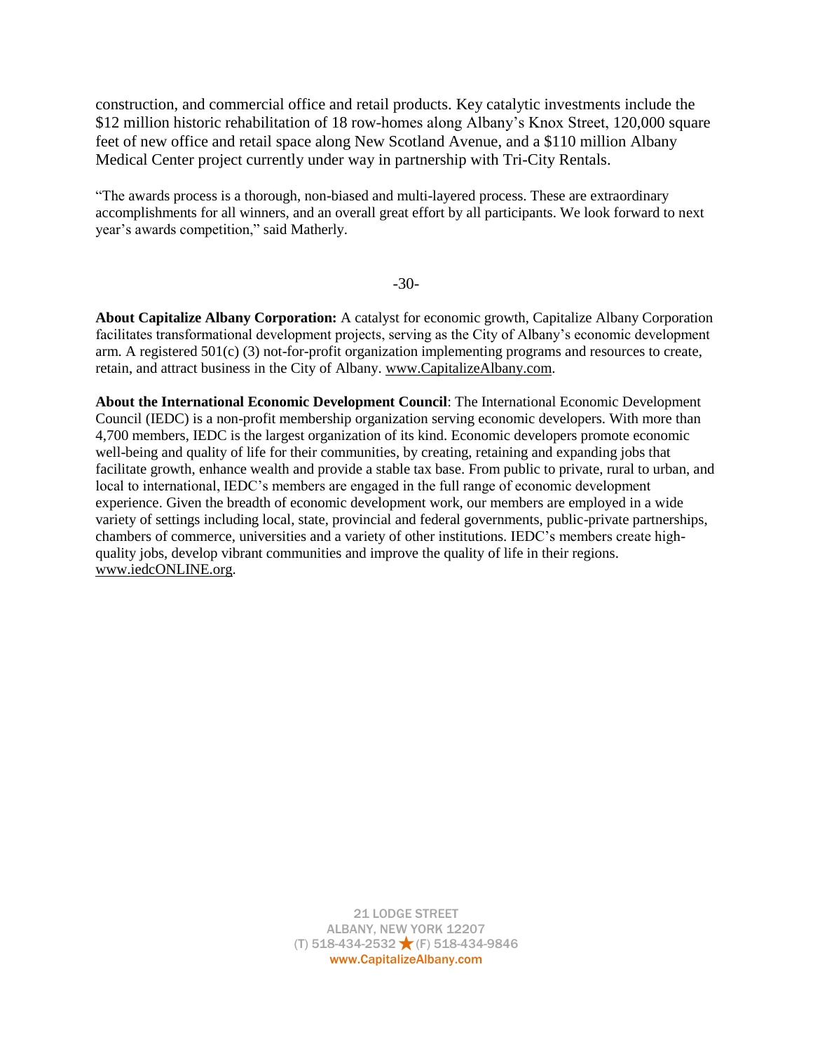construction, and commercial office and retail products. Key catalytic investments include the $12 million historic rehabilitation of 18 row-homes along Albany's Knox Street, 120,000 square feet of new office and retail space along New Scotland Avenue, and a $110 million Albany Medical Center project currently under way in partnership with Tri-City Rentals.

"The awards process is a thorough, non-biased and multi-layered process. These are extraordinary accomplishments for all winners, and an overall great effort by all participants. We look forward to next year's awards competition," said Matherly.

-30-

**About Capitalize Albany Corporation:** A catalyst for economic growth, Capitalize Albany Corporation facilitates transformational development projects, serving as the City of Albany's economic development arm. A registered 501(c) (3) not-for-profit organization implementing programs and resources to create, retain, and attract business in the City of Albany. www.CapitalizeAlbany.com.

**About the International Economic Development Council**: The International Economic Development Council (IEDC) is a non-profit membership organization serving economic developers. With more than 4,700 members, IEDC is the largest organization of its kind. Economic developers promote economic well-being and quality of life for their communities, by creating, retaining and expanding jobs that facilitate growth, enhance wealth and provide a stable tax base. From public to private, rural to urban, and local to international, IEDC's members are engaged in the full range of economic development experience. Given the breadth of economic development work, our members are employed in a wide variety of settings including local, state, provincial and federal governments, public-private partnerships, chambers of commerce, universities and a variety of other institutions. IEDC's members create high-quality jobs, develop vibrant communities and improve the quality of life in their regions. www.iedcONLINE.org.

21 LODGE STREET
ALBANY, NEW YORK 12207
(T) 518-434-2532 ★ (F) 518-434-9846
www.CapitalizeAlbany.com